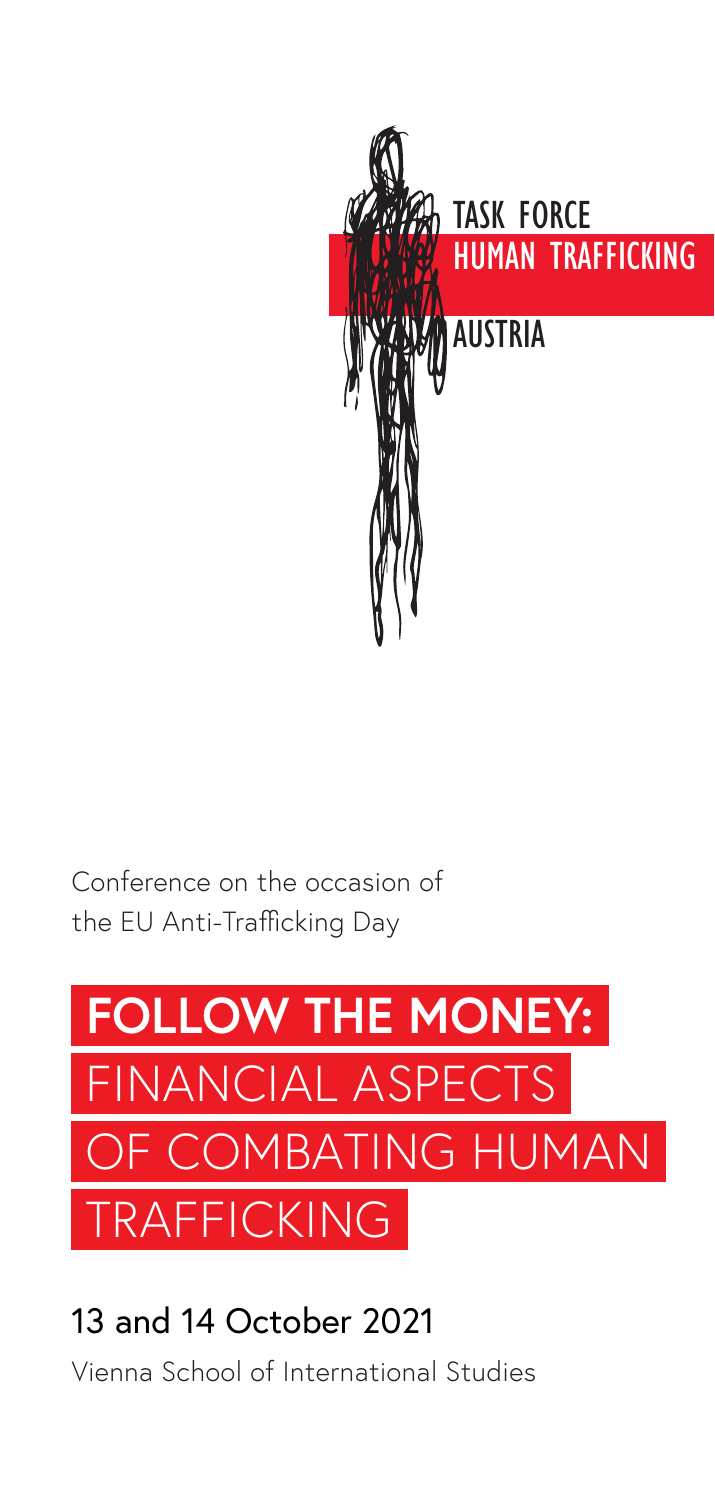TASK FORCE
HUMAN TRAFFICKING
AUSTRIA

Conference on the occasion of the EU Anti-Trafficking Day

# FOLLOW THE MONEY: FINANCIAL ASPECTS OF COMBATING HUMAN TRAFFICKING

## 13 and 14 October 2021

Vienna School of International Studies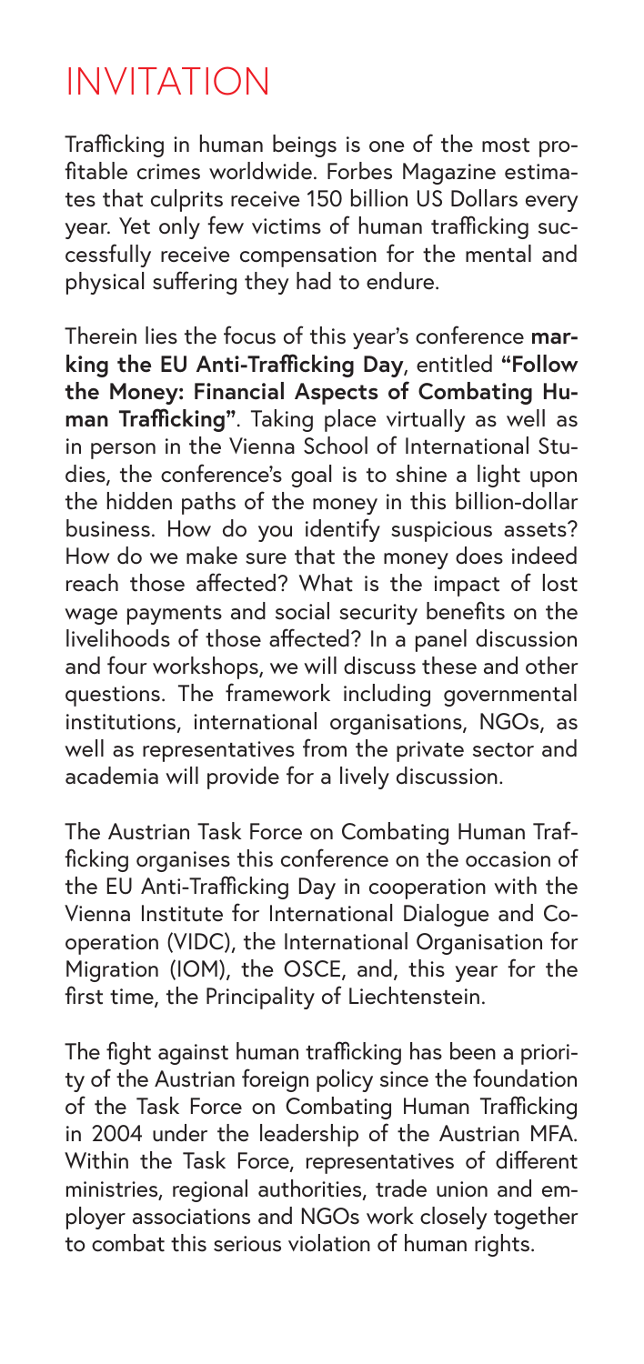# INVITATION

Trafficking in human beings is one of the most profitable crimes worldwide. Forbes Magazine estimates that culprits receive 150 billion US Dollars every year. Yet only few victims of human trafficking successfully receive compensation for the mental and physical suffering they had to endure.

Therein lies the focus of this year's conference **marking the EU Anti-Trafficking Day**, entitled **"Follow the Money: Financial Aspects of Combating Human Trafficking"**. Taking place virtually as well as in person in the Vienna School of International Studies, the conference's goal is to shine a light upon the hidden paths of the money in this billion-dollar business. How do you identify suspicious assets? How do we make sure that the money does indeed reach those affected? What is the impact of lost wage payments and social security benefits on the livelihoods of those affected? In a panel discussion and four workshops, we will discuss these and other questions. The framework including governmental institutions, international organisations, NGOs, as well as representatives from the private sector and academia will provide for a lively discussion.

The Austrian Task Force on Combating Human Trafficking organises this conference on the occasion of the EU Anti-Trafficking Day in cooperation with the Vienna Institute for International Dialogue and Cooperation (VIDC), the International Organisation for Migration (IOM), the OSCE, and, this year for the first time, the Principality of Liechtenstein.

The fight against human trafficking has been a priority of the Austrian foreign policy since the foundation of the Task Force on Combating Human Trafficking in 2004 under the leadership of the Austrian MFA. Within the Task Force, representatives of different ministries, regional authorities, trade union and employer associations and NGOs work closely together to combat this serious violation of human rights.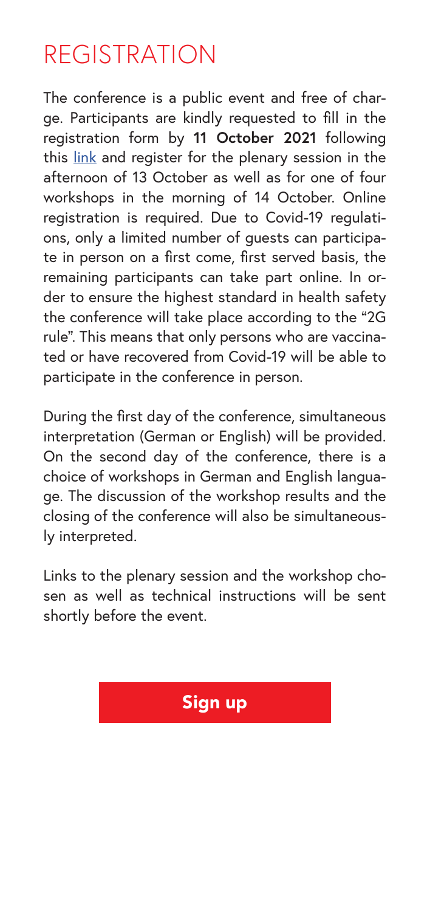# REGISTRATION

The conference is a public event and free of charge. Participants are kindly requested to fill in the registration form by **11 October 2021** following this link and register for the plenary session in the afternoon of 13 October as well as for one of four workshops in the morning of 14 October. Online registration is required. Due to Covid-19 regulations, only a limited number of guests can participate in person on a first come, first served basis, the remaining participants can take part online. In order to ensure the highest standard in health safety the conference will take place according to the "2G rule". This means that only persons who are vaccinated or have recovered from Covid-19 will be able to participate in the conference in person.

During the first day of the conference, simultaneous interpretation (German or English) will be provided. On the second day of the conference, there is a choice of workshops in German and English language. The discussion of the workshop results and the closing of the conference will also be simultaneously interpreted.

Links to the plenary session and the workshop chosen as well as technical instructions will be sent shortly before the event.

**Sign up**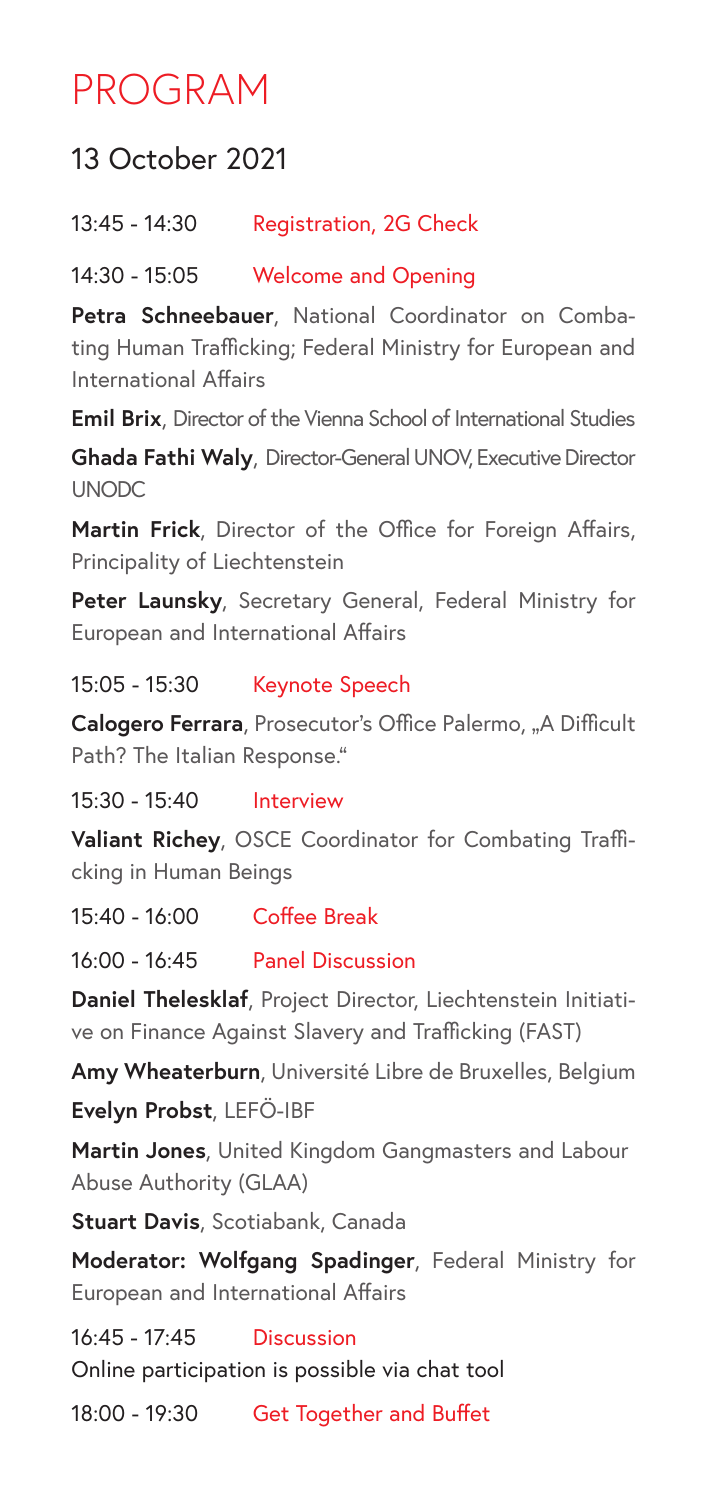# PROGRAM

## 13 October 2021

13:45 - 14:30 Registration, 2G Check

14:30 - 15:05 Welcome and Opening

**Petra Schneebauer**, National Coordinator on Combating Human Trafficking; Federal Ministry for European and International Affairs

**Emil Brix**, Director of the Vienna School of International Studies

**Ghada Fathi Waly**, Director-General UNOV, Executive Director UNODC

**Martin Frick**, Director of the Office for Foreign Affairs, Principality of Liechtenstein

**Peter Launsky**, Secretary General, Federal Ministry for European and International Affairs

15:05 - 15:30 Keynote Speech

**Calogero Ferrara**, Prosecutor's Office Palermo, „A Difficult Path? The Italian Response."

15:30 - 15:40 Interview

**Valiant Richey**, OSCE Coordinator for Combating Trafficking in Human Beings

15:40 - 16:00 Coffee Break

16:00 - 16:45 Panel Discussion

**Daniel Thelesklaf**, Project Director, Liechtenstein Initiative on Finance Against Slavery and Trafficking (FAST)

**Amy Wheaterburn**, Université Libre de Bruxelles, Belgium

**Evelyn Probst**, LEFÖ-IBF

**Martin Jones**, United Kingdom Gangmasters and Labour Abuse Authority (GLAA)

**Stuart Davis**, Scotiabank, Canada

**Moderator: Wolfgang Spadinger**, Federal Ministry for European and International Affairs

16:45 - 17:45 Discussion
Online participation is possible via chat tool

18:00 - 19:30 Get Together and Buffet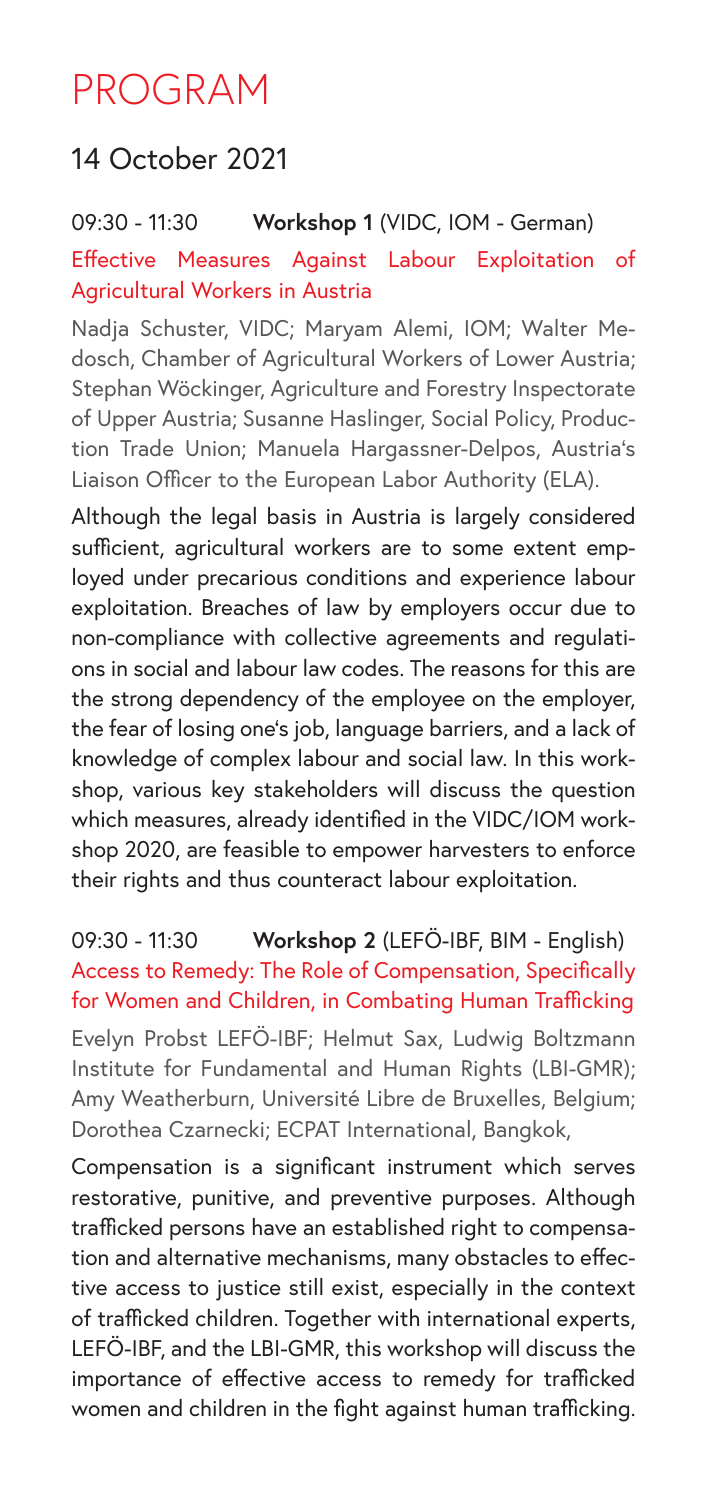# PROGRAM

## 14 October 2021

09:30 - 11:30 **Workshop 1** (VIDC, IOM - German)

### Effective Measures Against Labour Exploitation of Agricultural Workers in Austria

Nadja Schuster, VIDC; Maryam Alemi, IOM; Walter Medosch, Chamber of Agricultural Workers of Lower Austria; Stephan Wöckinger, Agriculture and Forestry Inspectorate of Upper Austria; Susanne Haslinger, Social Policy, Production Trade Union; Manuela Hargassner-Delpos, Austria's Liaison Officer to the European Labor Authority (ELA).

Although the legal basis in Austria is largely considered sufficient, agricultural workers are to some extent employed under precarious conditions and experience labour exploitation. Breaches of law by employers occur due to non-compliance with collective agreements and regulations in social and labour law codes. The reasons for this are the strong dependency of the employee on the employer, the fear of losing one's job, language barriers, and a lack of knowledge of complex labour and social law. In this workshop, various key stakeholders will discuss the question which measures, already identified in the VIDC/IOM workshop 2020, are feasible to empower harvesters to enforce their rights and thus counteract labour exploitation.

09:30 - 11:30 **Workshop 2** (LEFÖ-IBF, BIM - English)

### Access to Remedy: The Role of Compensation, Specifically for Women and Children, in Combating Human Trafficking

Evelyn Probst LEFÖ-IBF; Helmut Sax, Ludwig Boltzmann Institute for Fundamental and Human Rights (LBI-GMR); Amy Weatherburn, Université Libre de Bruxelles, Belgium; Dorothea Czarnecki; ECPAT International, Bangkok,

Compensation is a significant instrument which serves restorative, punitive, and preventive purposes. Although trafficked persons have an established right to compensation and alternative mechanisms, many obstacles to effective access to justice still exist, especially in the context of trafficked children. Together with international experts, LEFÖ-IBF, and the LBI-GMR, this workshop will discuss the importance of effective access to remedy for trafficked women and children in the fight against human trafficking.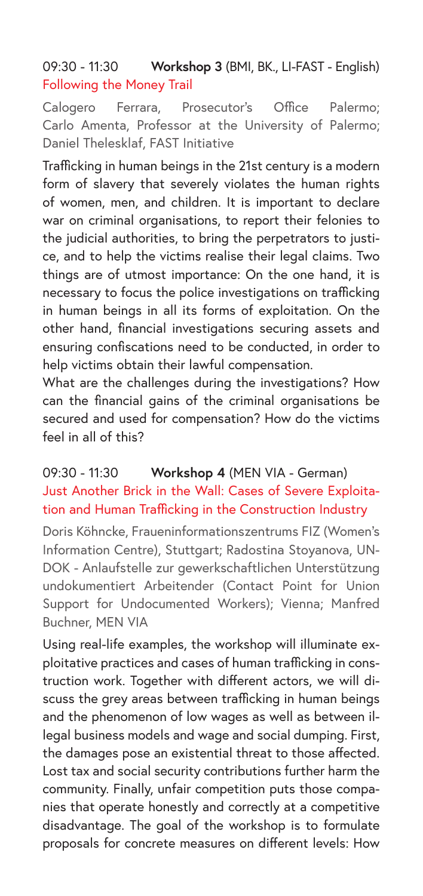### 09:30 - 11:30 **Workshop 3** (BMI, BK., LI-FAST - English)

Following the Money Trail

Calogero Ferrara, Prosecutor's Office Palermo; Carlo Amenta, Professor at the University of Palermo; Daniel Thelesklaf, FAST Initiative

Trafficking in human beings in the 21st century is a modern form of slavery that severely violates the human rights of women, men, and children. It is important to declare war on criminal organisations, to report their felonies to the judicial authorities, to bring the perpetrators to justice, and to help the victims realise their legal claims. Two things are of utmost importance: On the one hand, it is necessary to focus the police investigations on trafficking in human beings in all its forms of exploitation. On the other hand, financial investigations securing assets and ensuring confiscations need to be conducted, in order to help victims obtain their lawful compensation.

What are the challenges during the investigations? How can the financial gains of the criminal organisations be secured and used for compensation? How do the victims feel in all of this?

### 09:30 - 11:30 **Workshop 4** (MEN VIA - German)

Just Another Brick in the Wall: Cases of Severe Exploitation and Human Trafficking in the Construction Industry

Doris Köhncke, Fraueninformationszentrums FIZ (Women's Information Centre), Stuttgart; Radostina Stoyanova, UNDOK - Anlaufstelle zur gewerkschaftlichen Unterstützung undokumentiert Arbeitender (Contact Point for Union Support for Undocumented Workers); Vienna; Manfred Buchner, MEN VIA

Using real-life examples, the workshop will illuminate exploitative practices and cases of human trafficking in construction work. Together with different actors, we will discuss the grey areas between trafficking in human beings and the phenomenon of low wages as well as between illegal business models and wage and social dumping. First, the damages pose an existential threat to those affected. Lost tax and social security contributions further harm the community. Finally, unfair competition puts those companies that operate honestly and correctly at a competitive disadvantage. The goal of the workshop is to formulate proposals for concrete measures on different levels: How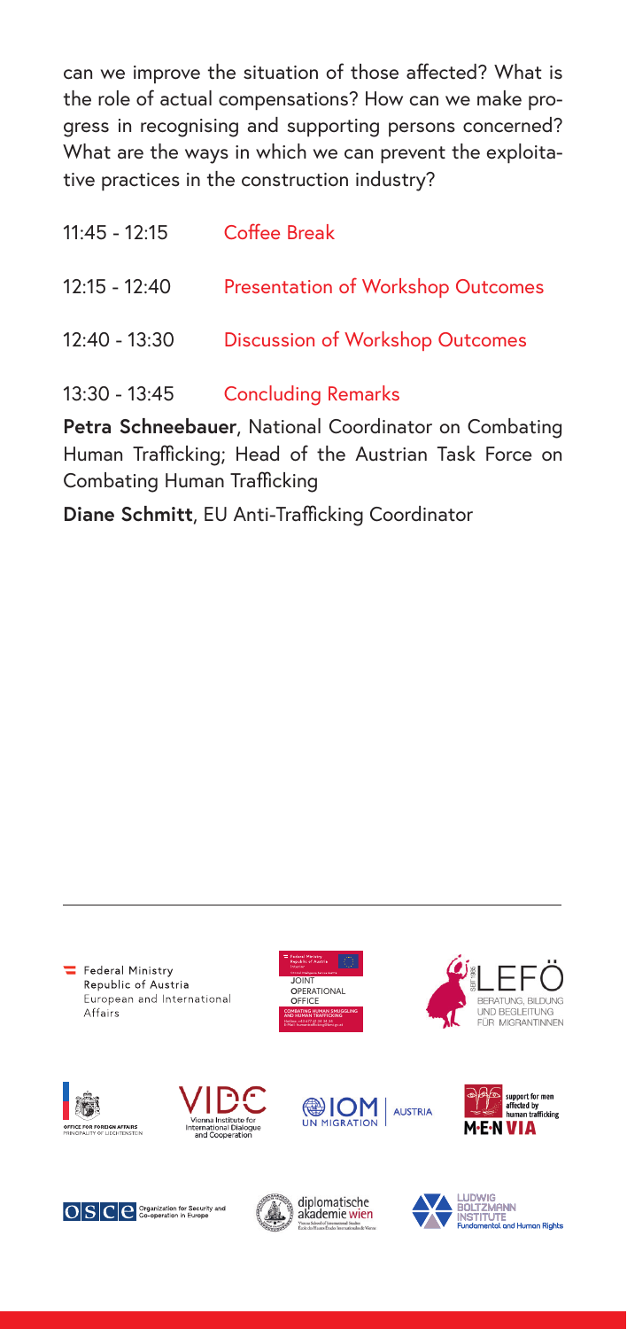can we improve the situation of those affected? What is the role of actual compensations? How can we make progress in recognising and supporting persons concerned? What are the ways in which we can prevent the exploitative practices in the construction industry?

11:45 - 12:15 Coffee Break

12:15 - 12:40 Presentation of Workshop Outcomes

12:40 - 13:30 Discussion of Workshop Outcomes

13:30 - 13:45 Concluding Remarks

**Petra Schneebauer**, National Coordinator on Combating Human Trafficking; Head of the Austrian Task Force on Combating Human Trafficking

**Diane Schmitt**, EU Anti-Trafficking Coordinator

Federal Ministry Republic of Austria European and International Affairs

JOINT OPERATIONAL OFFICE

LEFÖ BERATUNG, BILDUNG UND BEGLEITUNG FÜR MIGRANTINNEN

OFFICE FOR FOREIGN AFFAIRS PRINCIPALITY OF LIECHTENSTEIN

VIDC Vienna Institute for International Dialogue and Cooperation

IOM UN MIGRATION AUSTRIA

support for men affected by human trafficking MEN VIA

OSCE Organization for Security and Co-operation in Europe

diplomatische akademie wien

LUDWIG BOLTZMANN INSTITUTE Fundamental and Human Rights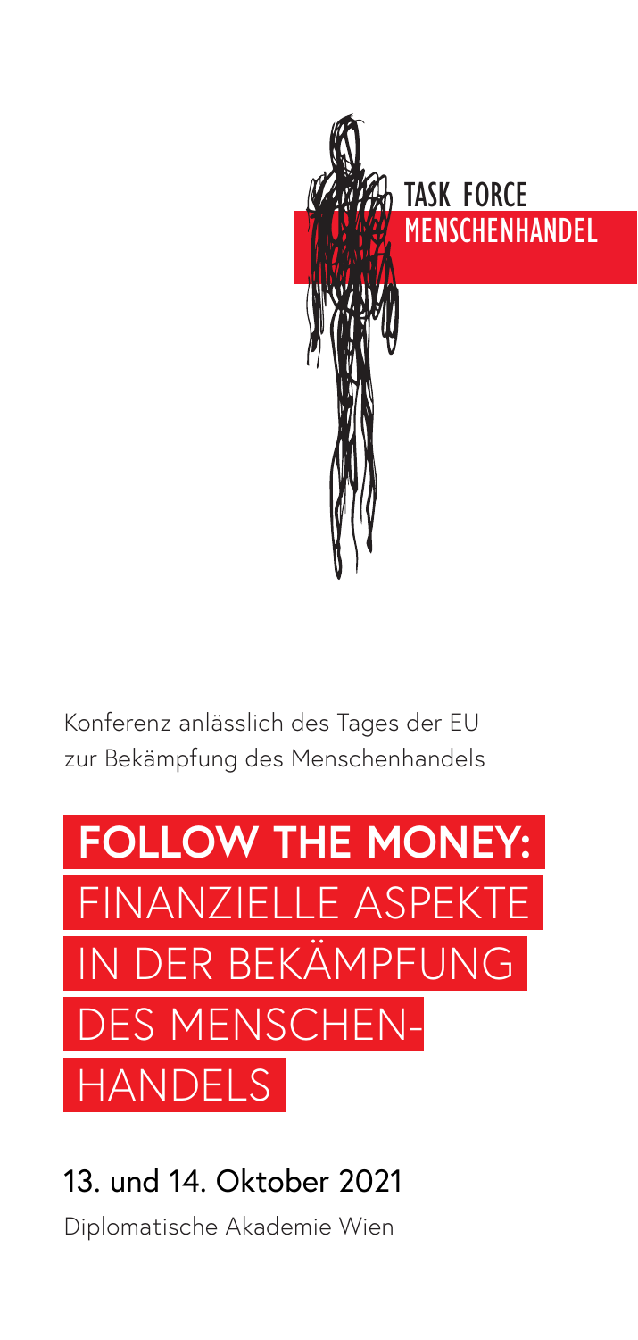TASK FORCE
MENSCHENHANDEL

Konferenz anlässlich des Tages der EU
zur Bekämpfung des Menschenhandels

# FOLLOW THE MONEY: FINANZIELLE ASPEKTE IN DER BEKÄMPFUNG DES MENSCHEN­HANDELS

## 13. und 14. Oktober 2021

Diplomatische Akademie Wien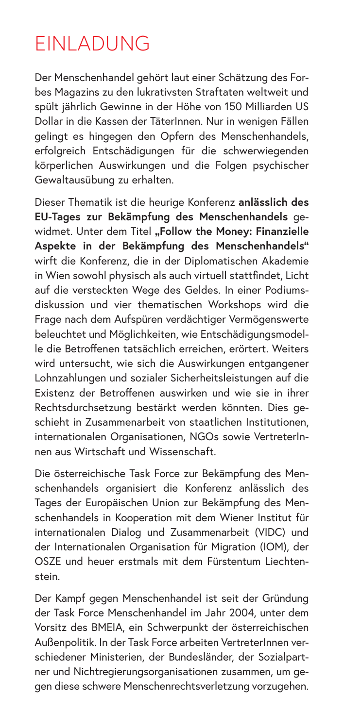# EINLADUNG

Der Menschenhandel gehört laut einer Schätzung des Forbes Magazins zu den lukrativsten Straftaten weltweit und spült jährlich Gewinne in der Höhe von 150 Milliarden US Dollar in die Kassen der TäterInnen. Nur in wenigen Fällen gelingt es hingegen den Opfern des Menschenhandels, erfolgreich Entschädigungen für die schwerwiegenden körperlichen Auswirkungen und die Folgen psychischer Gewaltausübung zu erhalten.

Dieser Thematik ist die heurige Konferenz **anlässlich des EU-Tages zur Bekämpfung des Menschenhandels** gewidmet. Unter dem Titel **„Follow the Money: Finanzielle Aspekte in der Bekämpfung des Menschenhandels"** wirft die Konferenz, die in der Diplomatischen Akademie in Wien sowohl physisch als auch virtuell stattfindet, Licht auf die versteckten Wege des Geldes. In einer Podiumsdiskussion und vier thematischen Workshops wird die Frage nach dem Aufspüren verdächtiger Vermögenswerte beleuchtet und Möglichkeiten, wie Entschädigungsmodelle die Betroffenen tatsächlich erreichen, erörtert. Weiters wird untersucht, wie sich die Auswirkungen entgangener Lohnzahlungen und sozialer Sicherheitsleistungen auf die Existenz der Betroffenen auswirken und wie sie in ihrer Rechtsdurchsetzung bestärkt werden könnten. Dies geschieht in Zusammenarbeit von staatlichen Institutionen, internationalen Organisationen, NGOs sowie VertreterInnen aus Wirtschaft und Wissenschaft.

Die österreichische Task Force zur Bekämpfung des Menschenhandels organisiert die Konferenz anlässlich des Tages der Europäischen Union zur Bekämpfung des Menschenhandels in Kooperation mit dem Wiener Institut für internationalen Dialog und Zusammenarbeit (VIDC) und der Internationalen Organisation für Migration (IOM), der OSZE und heuer erstmals mit dem Fürstentum Liechtenstein.

Der Kampf gegen Menschenhandel ist seit der Gründung der Task Force Menschenhandel im Jahr 2004, unter dem Vorsitz des BMEIA, ein Schwerpunkt der österreichischen Außenpolitik. In der Task Force arbeiten VertreterInnen verschiedener Ministerien, der Bundesländer, der Sozialpartner und Nichtregierungsorganisationen zusammen, um gegen diese schwere Menschenrechtsverletzung vorzugehen.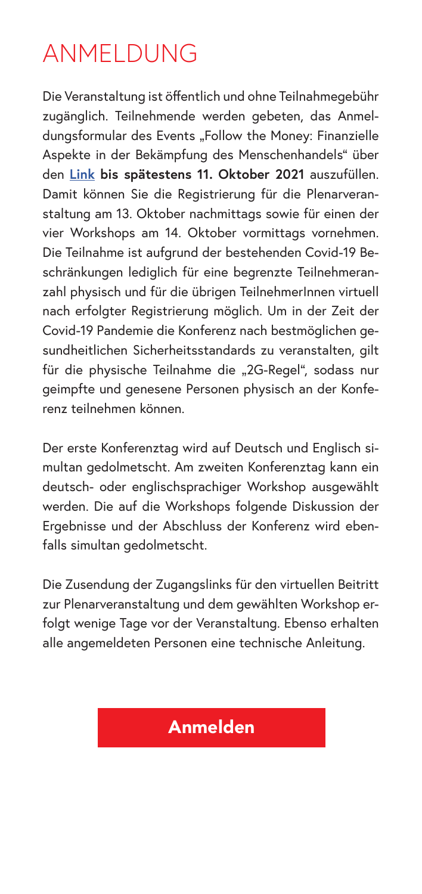# ANMELDUNG

Die Veranstaltung ist öffentlich und ohne Teilnahmegebühr zugänglich. Teilnehmende werden gebeten, das Anmeldungsformular des Events „Follow the Money: Finanzielle Aspekte in der Bekämpfung des Menschenhandels" über den **Link** **bis spätestens 11. Oktober 2021** auszufüllen. Damit können Sie die Registrierung für die Plenarveranstaltung am 13. Oktober nachmittags sowie für einen der vier Workshops am 14. Oktober vormittags vornehmen. Die Teilnahme ist aufgrund der bestehenden Covid-19 Beschränkungen lediglich für eine begrenzte Teilnehmeranzahl physisch und für die übrigen TeilnehmerInnen virtuell nach erfolgter Registrierung möglich. Um in der Zeit der Covid-19 Pandemie die Konferenz nach bestmöglichen gesundheitlichen Sicherheitsstandards zu veranstalten, gilt für die physische Teilnahme die „2G-Regel", sodass nur geimpfte und genesene Personen physisch an der Konferenz teilnehmen können.

Der erste Konferenztag wird auf Deutsch und Englisch simultan gedolmetscht. Am zweiten Konferenztag kann ein deutsch- oder englischsprachiger Workshop ausgewählt werden. Die auf die Workshops folgende Diskussion der Ergebnisse und der Abschluss der Konferenz wird ebenfalls simultan gedolmetscht.

Die Zusendung der Zugangslinks für den virtuellen Beitritt zur Plenarveranstaltung und dem gewählten Workshop erfolgt wenige Tage vor der Veranstaltung. Ebenso erhalten alle angemeldeten Personen eine technische Anleitung.

**Anmelden**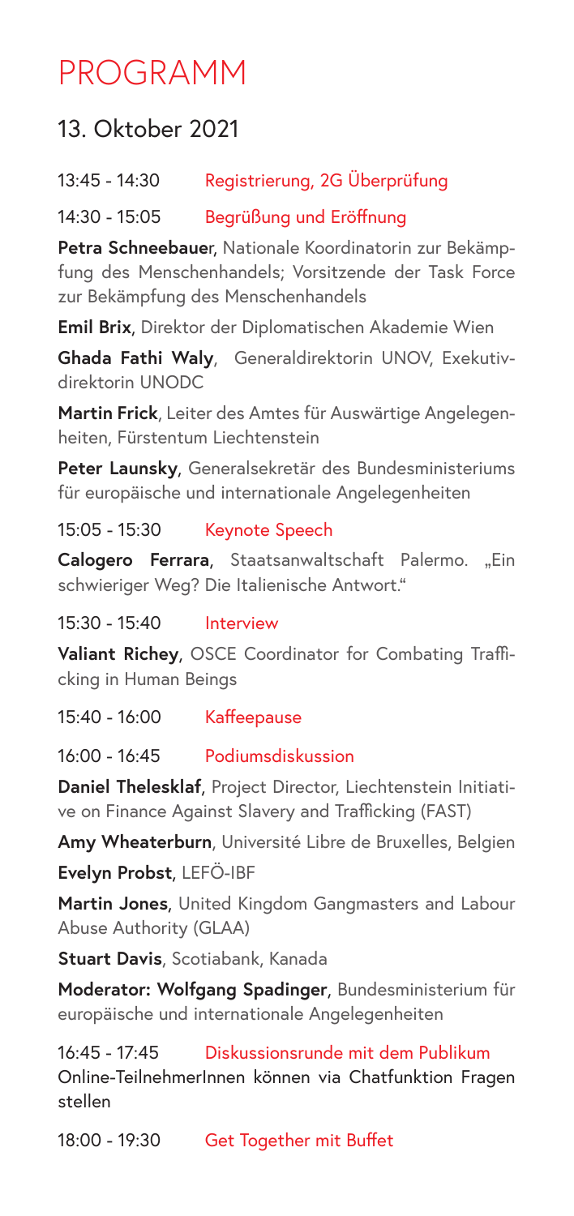# PROGRAMM

## 13. Oktober 2021

13:45 - 14:30 Registrierung, 2G Überprüfung

14:30 - 15:05 Begrüßung und Eröffnung

**Petra Schneebauer**, Nationale Koordinatorin zur Bekämpfung des Menschenhandels; Vorsitzende der Task Force zur Bekämpfung des Menschenhandels

**Emil Brix**, Direktor der Diplomatischen Akademie Wien

**Ghada Fathi Waly**, Generaldirektorin UNOV, Exekutivdirektorin UNODC

**Martin Frick**, Leiter des Amtes für Auswärtige Angelegenheiten, Fürstentum Liechtenstein

**Peter Launsky**, Generalsekretär des Bundesministeriums für europäische und internationale Angelegenheiten

15:05 - 15:30 Keynote Speech

**Calogero Ferrara**, Staatsanwaltschaft Palermo. „Ein schwieriger Weg? Die Italienische Antwort."

15:30 - 15:40 Interview

**Valiant Richey**, OSCE Coordinator for Combating Trafficking in Human Beings

15:40 - 16:00 Kaffeepause

16:00 - 16:45 Podiumsdiskussion

**Daniel Thelesklaf**, Project Director, Liechtenstein Initiative on Finance Against Slavery and Trafficking (FAST)

**Amy Wheaterburn**, Université Libre de Bruxelles, Belgien

**Evelyn Probst**, LEFÖ-IBF

**Martin Jones**, United Kingdom Gangmasters and Labour Abuse Authority (GLAA)

**Stuart Davis**, Scotiabank, Kanada

**Moderator: Wolfgang Spadinger**, Bundesministerium für europäische und internationale Angelegenheiten

16:45 - 17:45 Diskussionsrunde mit dem Publikum

Online-TeilnehmerInnen können via Chatfunktion Fragen stellen

18:00 - 19:30 Get Together mit Buffet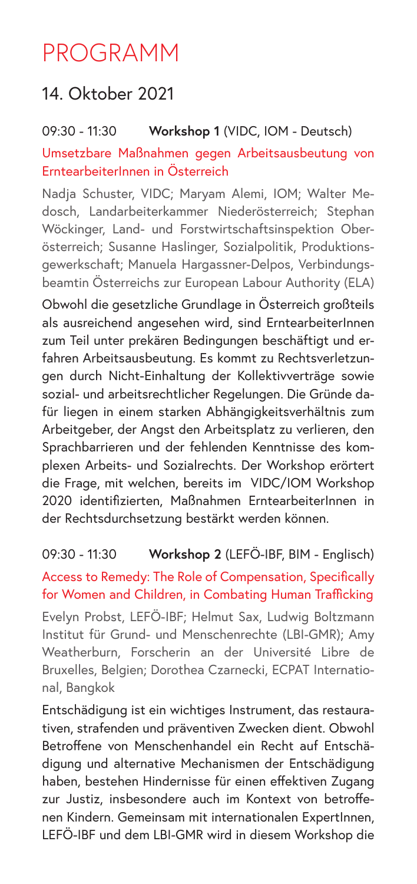# PROGRAMM

## 14. Oktober 2021

09:30 - 11:30 **Workshop 1** (VIDC, IOM - Deutsch)

### Umsetzbare Maßnahmen gegen Arbeitsausbeutung von ErntearbeiterInnen in Österreich

Nadja Schuster, VIDC; Maryam Alemi, IOM; Walter Medosch, Landarbeiterkammer Niederösterreich; Stephan Wöckinger, Land- und Forstwirtschaftsinspektion Oberösterreich; Susanne Haslinger, Sozialpolitik, Produktionsgewerkschaft; Manuela Hargassner-Delpos, Verbindungsbeamtin Österreichs zur European Labour Authority (ELA)

Obwohl die gesetzliche Grundlage in Österreich großteils als ausreichend angesehen wird, sind ErntearbeiterInnen zum Teil unter prekären Bedingungen beschäftigt und erfahren Arbeitsausbeutung. Es kommt zu Rechtsverletzungen durch Nicht-Einhaltung der Kollektivverträge sowie sozial- und arbeitsrechtlicher Regelungen. Die Gründe dafür liegen in einem starken Abhängigkeitsverhältnis zum Arbeitgeber, der Angst den Arbeitsplatz zu verlieren, den Sprachbarrieren und der fehlenden Kenntnisse des komplexen Arbeits- und Sozialrechts. Der Workshop erörtert die Frage, mit welchen, bereits im VIDC/IOM Workshop 2020 identifizierten, Maßnahmen ErntearbeiterInnen in der Rechtsdurchsetzung bestärkt werden können.

09:30 - 11:30 **Workshop 2** (LEFÖ-IBF, BIM - Englisch)

### Access to Remedy: The Role of Compensation, Specifically for Women and Children, in Combating Human Trafficking

Evelyn Probst, LEFÖ-IBF; Helmut Sax, Ludwig Boltzmann Institut für Grund- und Menschenrechte (LBI-GMR); Amy Weatherburn, Forscherin an der Université Libre de Bruxelles, Belgien; Dorothea Czarnecki, ECPAT International, Bangkok

Entschädigung ist ein wichtiges Instrument, das restaurativen, strafenden und präventiven Zwecken dient. Obwohl Betroffene von Menschenhandel ein Recht auf Entschädigung und alternative Mechanismen der Entschädigung haben, bestehen Hindernisse für einen effektiven Zugang zur Justiz, insbesondere auch im Kontext von betroffenen Kindern. Gemeinsam mit internationalen ExpertInnen, LEFÖ-IBF und dem LBI-GMR wird in diesem Workshop die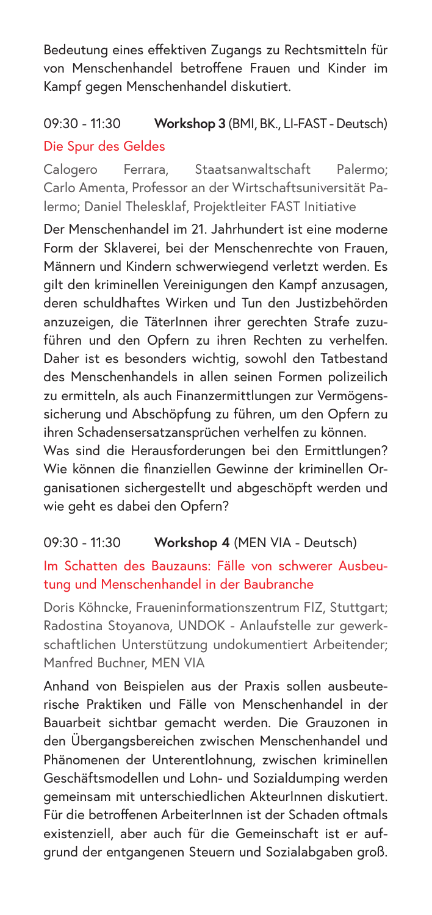Bedeutung eines effektiven Zugangs zu Rechtsmitteln für von Menschenhandel betroffene Frauen und Kinder im Kampf gegen Menschenhandel diskutiert.

09:30 - 11:30 **Workshop 3** (BMI, BK., LI-FAST - Deutsch)

### Die Spur des Geldes

Calogero Ferrara, Staatsanwaltschaft Palermo; Carlo Amenta, Professor an der Wirtschaftsuniversität Palermo; Daniel Thelesklaf, Projektleiter FAST Initiative

Der Menschenhandel im 21. Jahrhundert ist eine moderne Form der Sklaverei, bei der Menschenrechte von Frauen, Männern und Kindern schwerwiegend verletzt werden. Es gilt den kriminellen Vereinigungen den Kampf anzusagen, deren schuldhaftes Wirken und Tun den Justizbehörden anzuzeigen, die TäterInnen ihrer gerechten Strafe zuzuführen und den Opfern zu ihren Rechten zu verhelfen. Daher ist es besonders wichtig, sowohl den Tatbestand des Menschenhandels in allen seinen Formen polizeilich zu ermitteln, als auch Finanzermittlungen zur Vermögenssicherung und Abschöpfung zu führen, um den Opfern zu ihren Schadensersatzansprüchen verhelfen zu können.

Was sind die Herausforderungen bei den Ermittlungen? Wie können die finanziellen Gewinne der kriminellen Organisationen sichergestellt und abgeschöpft werden und wie geht es dabei den Opfern?

09:30 - 11:30 **Workshop 4** (MEN VIA - Deutsch)

### Im Schatten des Bauzauns: Fälle von schwerer Ausbeutung und Menschenhandel in der Baubranche

Doris Köhncke, Fraueninformationszentrum FIZ, Stuttgart; Radostina Stoyanova, UNDOK - Anlaufstelle zur gewerkschaftlichen Unterstützung undokumentiert Arbeitender; Manfred Buchner, MEN VIA

Anhand von Beispielen aus der Praxis sollen ausbeuterische Praktiken und Fälle von Menschenhandel in der Bauarbeit sichtbar gemacht werden. Die Grauzonen in den Übergangsbereichen zwischen Menschenhandel und Phänomenen der Unterentlohnung, zwischen kriminellen Geschäftsmodellen und Lohn- und Sozialdumping werden gemeinsam mit unterschiedlichen AkteurInnen diskutiert. Für die betroffenen ArbeiterInnen ist der Schaden oftmals existenziell, aber auch für die Gemeinschaft ist er aufgrund der entgangenen Steuern und Sozialabgaben groß.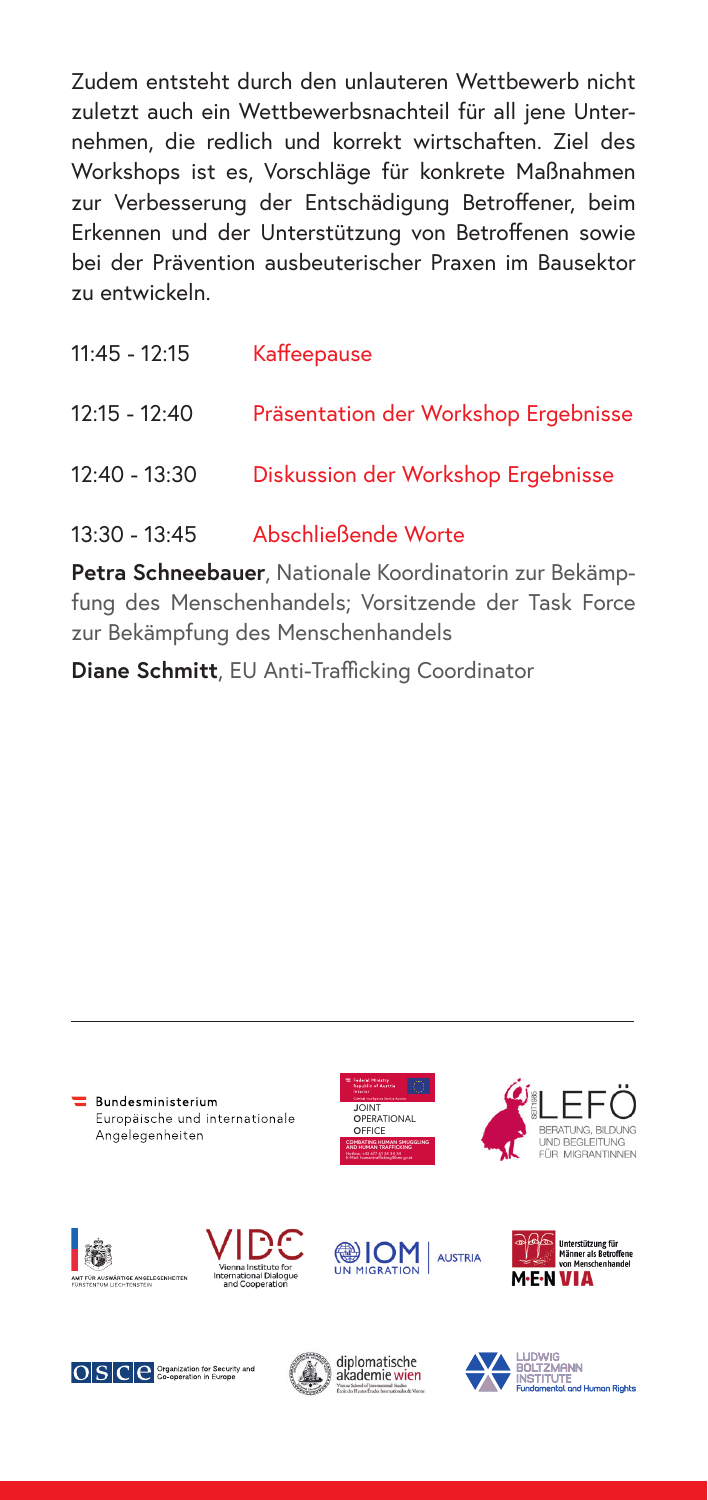Zudem entsteht durch den unlauteren Wettbewerb nicht zuletzt auch ein Wettbewerbsnachteil für all jene Unternehmen, die redlich und korrekt wirtschaften. Ziel des Workshops ist es, Vorschläge für konkrete Maßnahmen zur Verbesserung der Entschädigung Betroffener, beim Erkennen und der Unterstützung von Betroffenen sowie bei der Prävention ausbeuterischer Praxen im Bausektor zu entwickeln.

| | |
|---|---|
| 11:45 - 12:15 | Kaffeepause |
| 12:15 - 12:40 | Präsentation der Workshop Ergebnisse |
| 12:40 - 13:30 | Diskussion der Workshop Ergebnisse |
| 13:30 - 13:45 | Abschließende Worte |

**Petra Schneebauer**, Nationale Koordinatorin zur Bekämpfung des Menschenhandels; Vorsitzende der Task Force zur Bekämpfung des Menschenhandels

**Diane Schmitt**, EU Anti-Trafficking Coordinator

Bundesministerium Europäische und internationale Angelegenheiten

JOINT OPERATIONAL OFFICE

LEFÖ – Beratung, Bildung und Begleitung für Migrantinnen

Amt für Auswärtige Angelegenheiten Fürstentum Liechtenstein

VIDC – Vienna Institute for International Dialogue and Cooperation

IOM UN Migration Austria

MEN VIA – Unterstützung für Männer als Betroffene von Menschenhandel

OSCE – Organization for Security and Co-operation in Europe

diplomatische akademie wien

Ludwig Boltzmann Institute Fundamental and Human Rights